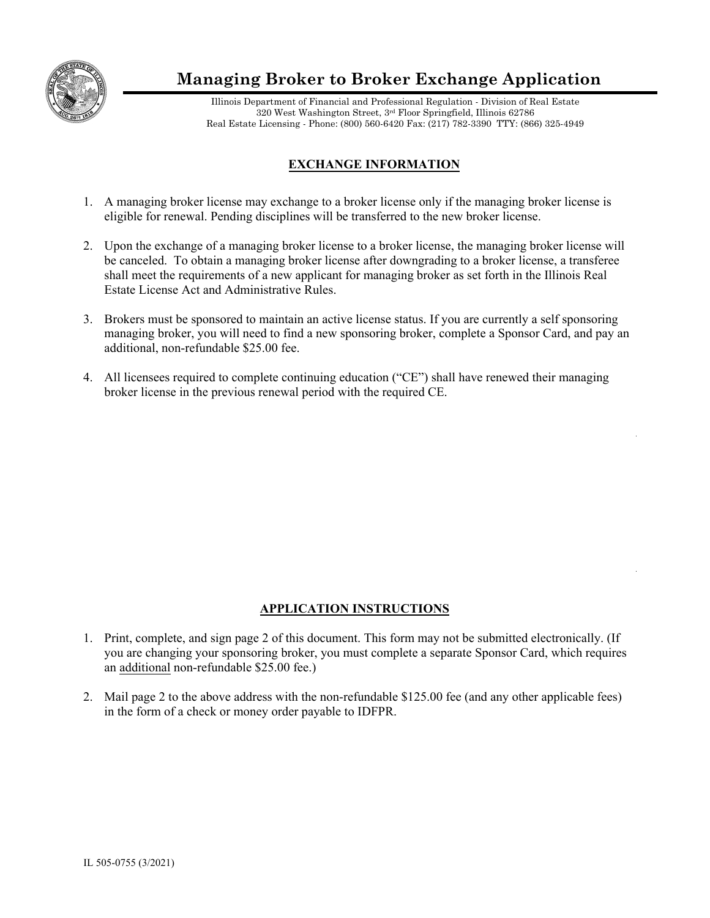# Managing Broker to Broker Exchange Application

Illinois Department of Financial and Professional Regulation - Division of Real Estate
320 West Washington Street, 3rd Floor Springfield, Illinois 62786
Real Estate Licensing - Phone: (800) 560-6420 Fax: (217) 782-3390 TTY: (866) 325-4949

## EXCHANGE INFORMATION

1. A managing broker license may exchange to a broker license only if the managing broker license is eligible for renewal. Pending disciplines will be transferred to the new broker license.

2. Upon the exchange of a managing broker license to a broker license, the managing broker license will be canceled. To obtain a managing broker license after downgrading to a broker license, a transferee shall meet the requirements of a new applicant for managing broker as set forth in the Illinois Real Estate License Act and Administrative Rules.

3. Brokers must be sponsored to maintain an active license status. If you are currently a self sponsoring managing broker, you will need to find a new sponsoring broker, complete a Sponsor Card, and pay an additional, non-refundable $25.00 fee.

4. All licensees required to complete continuing education ("CE") shall have renewed their managing broker license in the previous renewal period with the required CE.

## APPLICATION INSTRUCTIONS

1. Print, complete, and sign page 2 of this document. This form may not be submitted electronically. (If you are changing your sponsoring broker, you must complete a separate Sponsor Card, which requires an additional non-refundable $25.00 fee.)

2. Mail page 2 to the above address with the non-refundable $125.00 fee (and any other applicable fees) in the form of a check or money order payable to IDFPR.

IL 505-0755 (3/2021)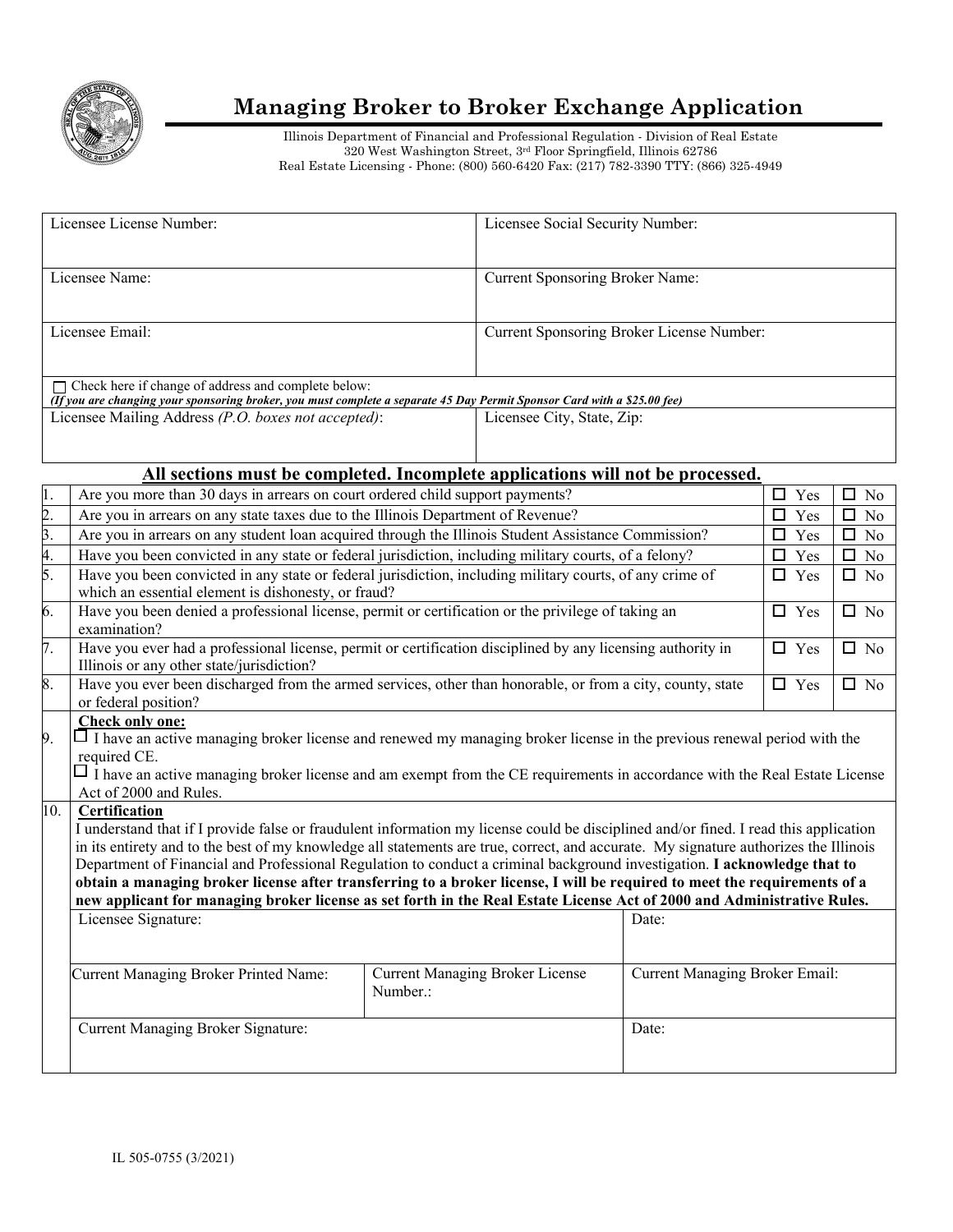# Managing Broker to Broker Exchange Application

Illinois Department of Financial and Professional Regulation - Division of Real Estate
320 West Washington Street, 3rd Floor Springfield, Illinois 62786
Real Estate Licensing - Phone: (800) 560-6420 Fax: (217) 782-3390 TTY: (866) 325-4949

| | |
|---|---|
| Licensee License Number: | Licensee Social Security Number: |
| Licensee Name: | Current Sponsoring Broker Name: |
| Licensee Email: | Current Sponsoring Broker License Number: |
| ☐ Check here if change of address and complete below: ***(If you are changing your sponsoring broker, you must complete a separate 45 Day Permit Sponsor Card with a $25.00 fee)*** | |
| Licensee Mailing Address *(P.O. boxes not accepted)*: | Licensee City, State, Zip: |

**All sections must be completed. Incomplete applications will not be processed.**

| | | | |
|---|---|---|---|
| 1. | Are you more than 30 days in arrears on court ordered child support payments? | ☐ Yes | ☐ No |
| 2. | Are you in arrears on any state taxes due to the Illinois Department of Revenue? | ☐ Yes | ☐ No |
| 3. | Are you in arrears on any student loan acquired through the Illinois Student Assistance Commission? | ☐ Yes | ☐ No |
| 4. | Have you been convicted in any state or federal jurisdiction, including military courts, of a felony? | ☐ Yes | ☐ No |
| 5. | Have you been convicted in any state or federal jurisdiction, including military courts, of any crime of which an essential element is dishonesty, or fraud? | ☐ Yes | ☐ No |
| 6. | Have you been denied a professional license, permit or certification or the privilege of taking an examination? | ☐ Yes | ☐ No |
| 7. | Have you ever had a professional license, permit or certification disciplined by any licensing authority in Illinois or any other state/jurisdiction? | ☐ Yes | ☐ No |
| 8. | Have you ever been discharged from the armed services, other than honorable, or from a city, county, state or federal position? | ☐ Yes | ☐ No |

9. **Check only one:**
   - ☐ I have an active managing broker license and renewed my managing broker license in the previous renewal period with the required CE.
   - ☐ I have an active managing broker license and am exempt from the CE requirements in accordance with the Real Estate License Act of 2000 and Rules.

10. **Certification**
    I understand that if I provide false or fraudulent information my license could be disciplined and/or fined. I read this application in its entirety and to the best of my knowledge all statements are true, correct, and accurate. My signature authorizes the Illinois Department of Financial and Professional Regulation to conduct a criminal background investigation. **I acknowledge that to obtain a managing broker license after transferring to a broker license, I will be required to meet the requirements of a new applicant for managing broker license as set forth in the Real Estate License Act of 2000 and Administrative Rules.**

| | | |
|---|---|---|
| Licensee Signature: | | Date: |
| Current Managing Broker Printed Name: | Current Managing Broker License Number.: | Current Managing Broker Email: |
| Current Managing Broker Signature: | | Date: |

IL 505-0755 (3/2021)